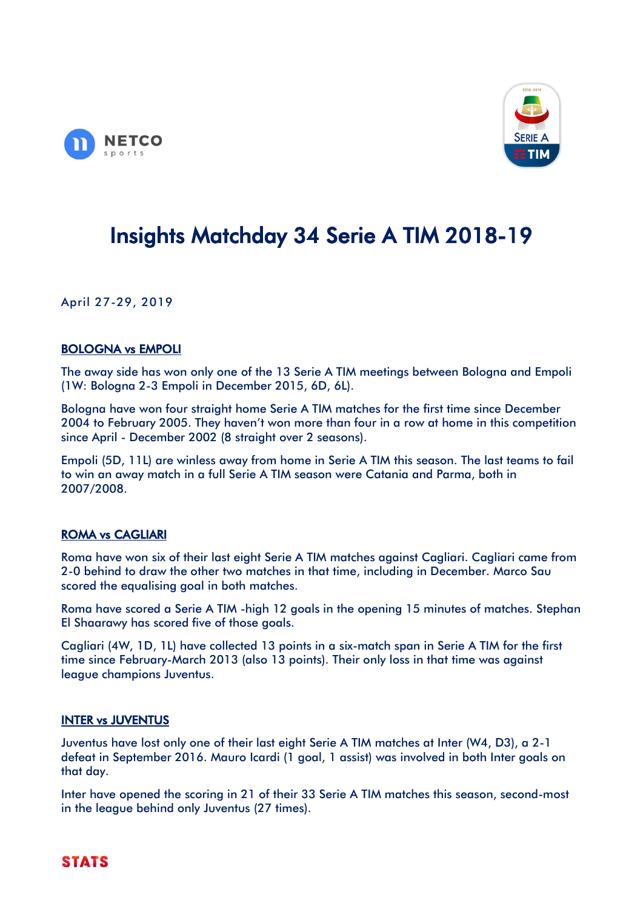# Insights Matchday 34 Serie A TIM 2018-19

April 27-29, 2019

## BOLOGNA vs EMPOLI

The away side has won only one of the 13 Serie A TIM meetings between Bologna and Empoli (1W: Bologna 2-3 Empoli in December 2015, 6D, 6L).

Bologna have won four straight home Serie A TIM matches for the first time since December 2004 to February 2005. They haven't won more than four in a row at home in this competition since April - December 2002 (8 straight over 2 seasons).

Empoli (5D, 11L) are winless away from home in Serie A TIM this season. The last teams to fail to win an away match in a full Serie A TIM season were Catania and Parma, both in 2007/2008.

## ROMA vs CAGLIARI

Roma have won six of their last eight Serie A TIM matches against Cagliari. Cagliari came from 2-0 behind to draw the other two matches in that time, including in December. Marco Sau scored the equalising goal in both matches.

Roma have scored a Serie A TIM -high 12 goals in the opening 15 minutes of matches. Stephan El Shaarawy has scored five of those goals.

Cagliari (4W, 1D, 1L) have collected 13 points in a six-match span in Serie A TIM for the first time since February-March 2013 (also 13 points). Their only loss in that time was against league champions Juventus.

## INTER vs JUVENTUS

Juventus have lost only one of their last eight Serie A TIM matches at Inter (W4, D3), a 2-1 defeat in September 2016. Mauro Icardi (1 goal, 1 assist) was involved in both Inter goals on that day.

Inter have opened the scoring in 21 of their 33 Serie A TIM matches this season, second-most in the league behind only Juventus (27 times).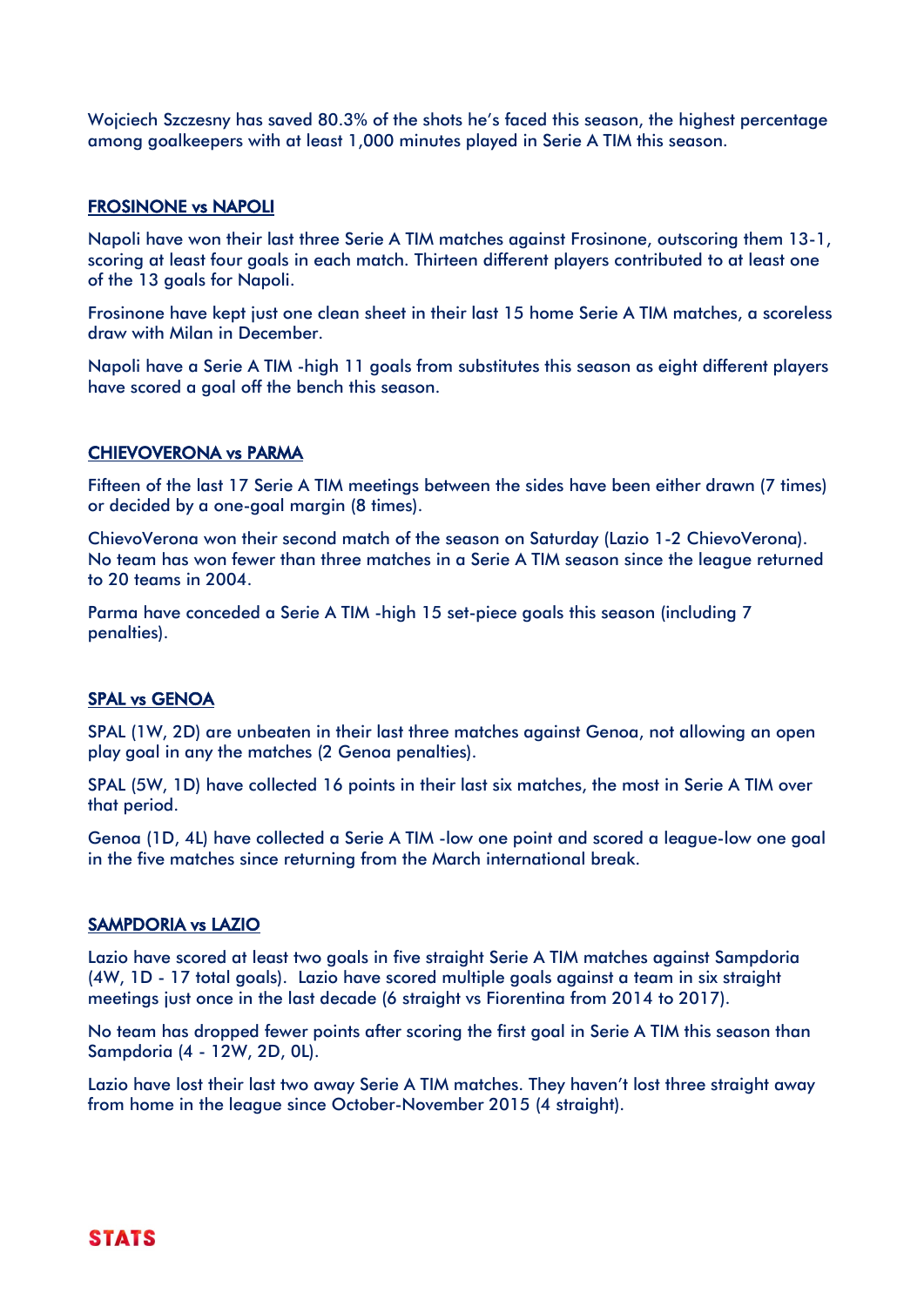Wojciech Szczesny has saved 80.3% of the shots he's faced this season, the highest percentage among goalkeepers with at least 1,000 minutes played in Serie A TIM this season.

## FROSINONE vs NAPOLI

Napoli have won their last three Serie A TIM matches against Frosinone, outscoring them 13-1, scoring at least four goals in each match. Thirteen different players contributed to at least one of the 13 goals for Napoli.

Frosinone have kept just one clean sheet in their last 15 home Serie A TIM matches, a scoreless draw with Milan in December.

Napoli have a Serie A TIM -high 11 goals from substitutes this season as eight different players have scored a goal off the bench this season.

## CHIEVOVERONA vs PARMA

Fifteen of the last 17 Serie A TIM meetings between the sides have been either drawn (7 times) or decided by a one-goal margin (8 times).

ChievoVerona won their second match of the season on Saturday (Lazio 1-2 ChievoVerona). No team has won fewer than three matches in a Serie A TIM season since the league returned to 20 teams in 2004.

Parma have conceded a Serie A TIM -high 15 set-piece goals this season (including 7 penalties).

## SPAL vs GENOA

SPAL (1W, 2D) are unbeaten in their last three matches against Genoa, not allowing an open play goal in any the matches (2 Genoa penalties).

SPAL (5W, 1D) have collected 16 points in their last six matches, the most in Serie A TIM over that period.

Genoa (1D, 4L) have collected a Serie A TIM -low one point and scored a league-low one goal in the five matches since returning from the March international break.

## SAMPDORIA vs LAZIO

Lazio have scored at least two goals in five straight Serie A TIM matches against Sampdoria (4W, 1D - 17 total goals). Lazio have scored multiple goals against a team in six straight meetings just once in the last decade (6 straight vs Fiorentina from 2014 to 2017).

No team has dropped fewer points after scoring the first goal in Serie A TIM this season than Sampdoria (4 - 12W, 2D, 0L).

Lazio have lost their last two away Serie A TIM matches. They haven't lost three straight away from home in the league since October-November 2015 (4 straight).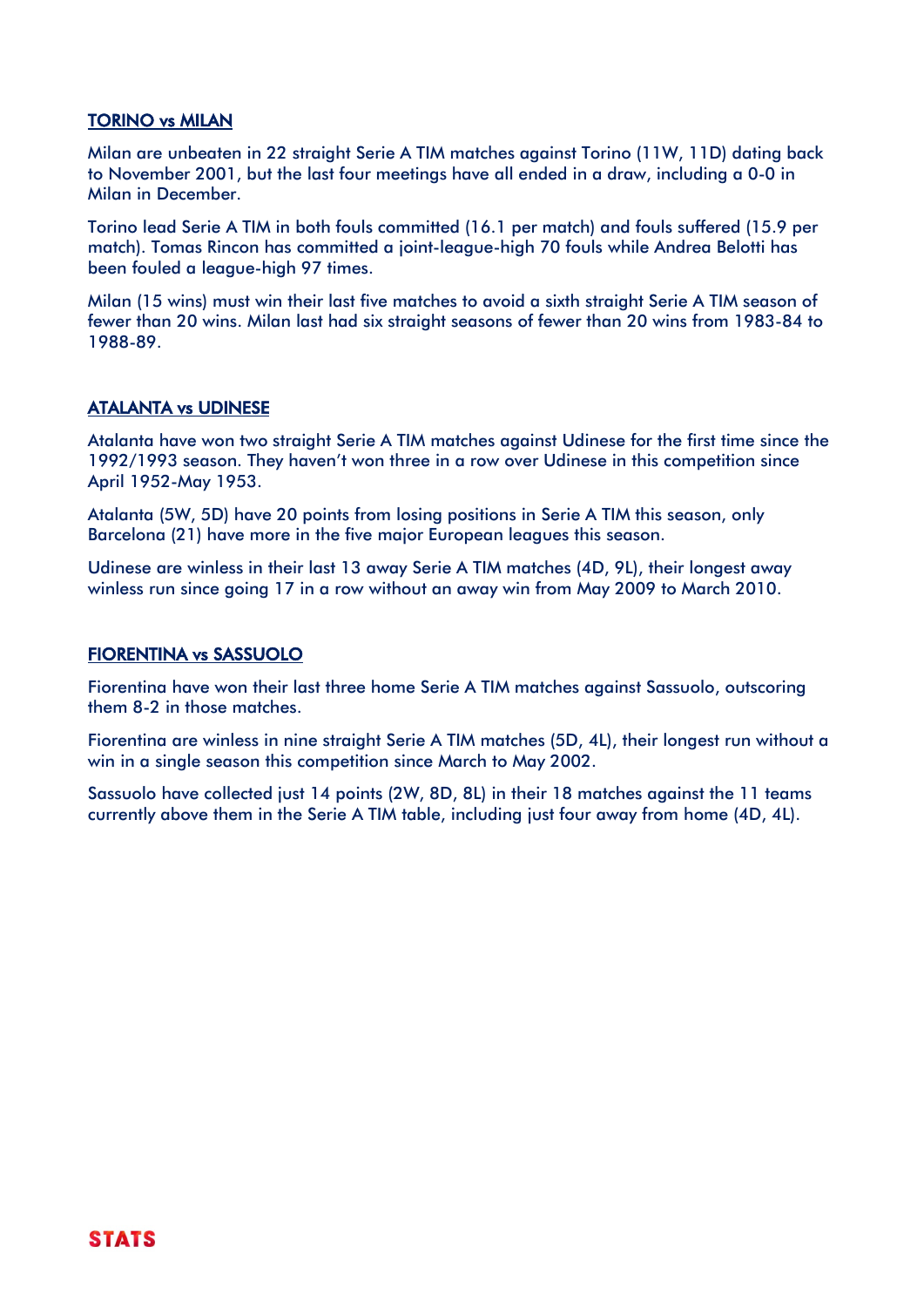## TORINO vs MILAN

Milan are unbeaten in 22 straight Serie A TIM matches against Torino (11W, 11D) dating back to November 2001, but the last four meetings have all ended in a draw, including a 0-0 in Milan in December.

Torino lead Serie A TIM in both fouls committed (16.1 per match) and fouls suffered (15.9 per match). Tomas Rincon has committed a joint-league-high 70 fouls while Andrea Belotti has been fouled a league-high 97 times.

Milan (15 wins) must win their last five matches to avoid a sixth straight Serie A TIM season of fewer than 20 wins. Milan last had six straight seasons of fewer than 20 wins from 1983-84 to 1988-89.

## ATALANTA vs UDINESE

Atalanta have won two straight Serie A TIM matches against Udinese for the first time since the 1992/1993 season. They haven't won three in a row over Udinese in this competition since April 1952-May 1953.

Atalanta (5W, 5D) have 20 points from losing positions in Serie A TIM this season, only Barcelona (21) have more in the five major European leagues this season.

Udinese are winless in their last 13 away Serie A TIM matches (4D, 9L), their longest away winless run since going 17 in a row without an away win from May 2009 to March 2010.

## FIORENTINA vs SASSUOLO

Fiorentina have won their last three home Serie A TIM matches against Sassuolo, outscoring them 8-2 in those matches.

Fiorentina are winless in nine straight Serie A TIM matches (5D, 4L), their longest run without a win in a single season this competition since March to May 2002.

Sassuolo have collected just 14 points (2W, 8D, 8L) in their 18 matches against the 11 teams currently above them in the Serie A TIM table, including just four away from home (4D, 4L).